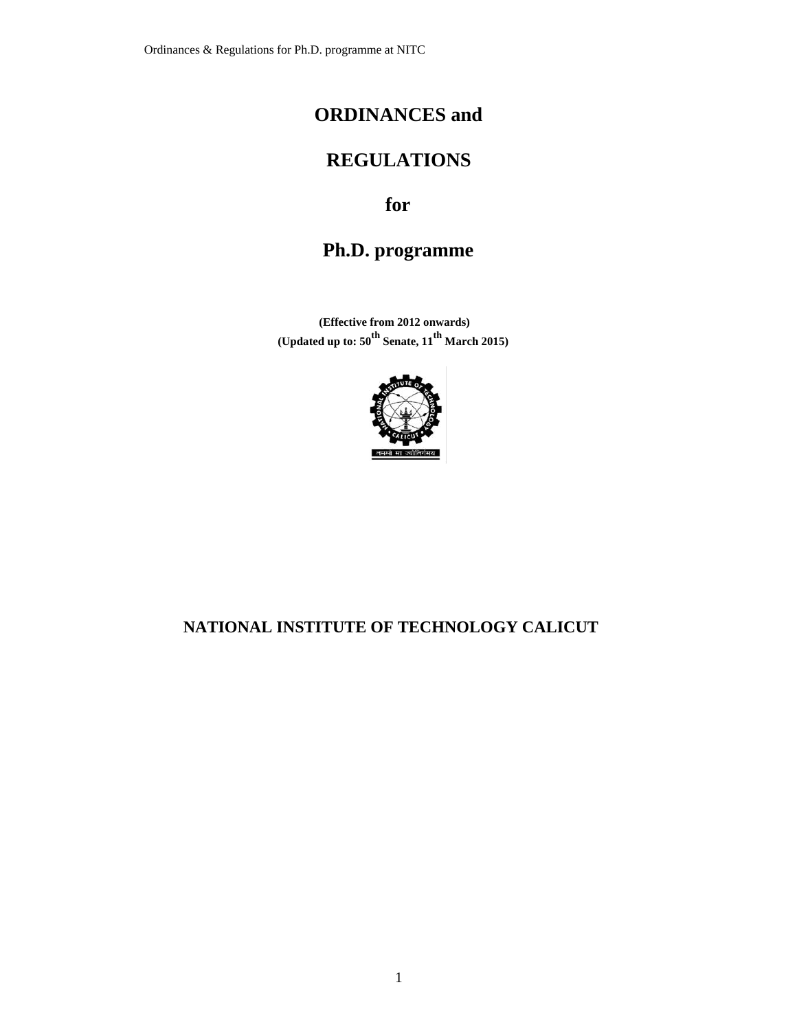# ORDINANCES and

# REGULATIONS

# for

# Ph.D. programme

**(Effective from 2012 onwards)**
**(Updated up to: 50th Senate, 11th March 2015)**

**NATIONAL INSTITUTE OF TECHNOLOGY CALICUT**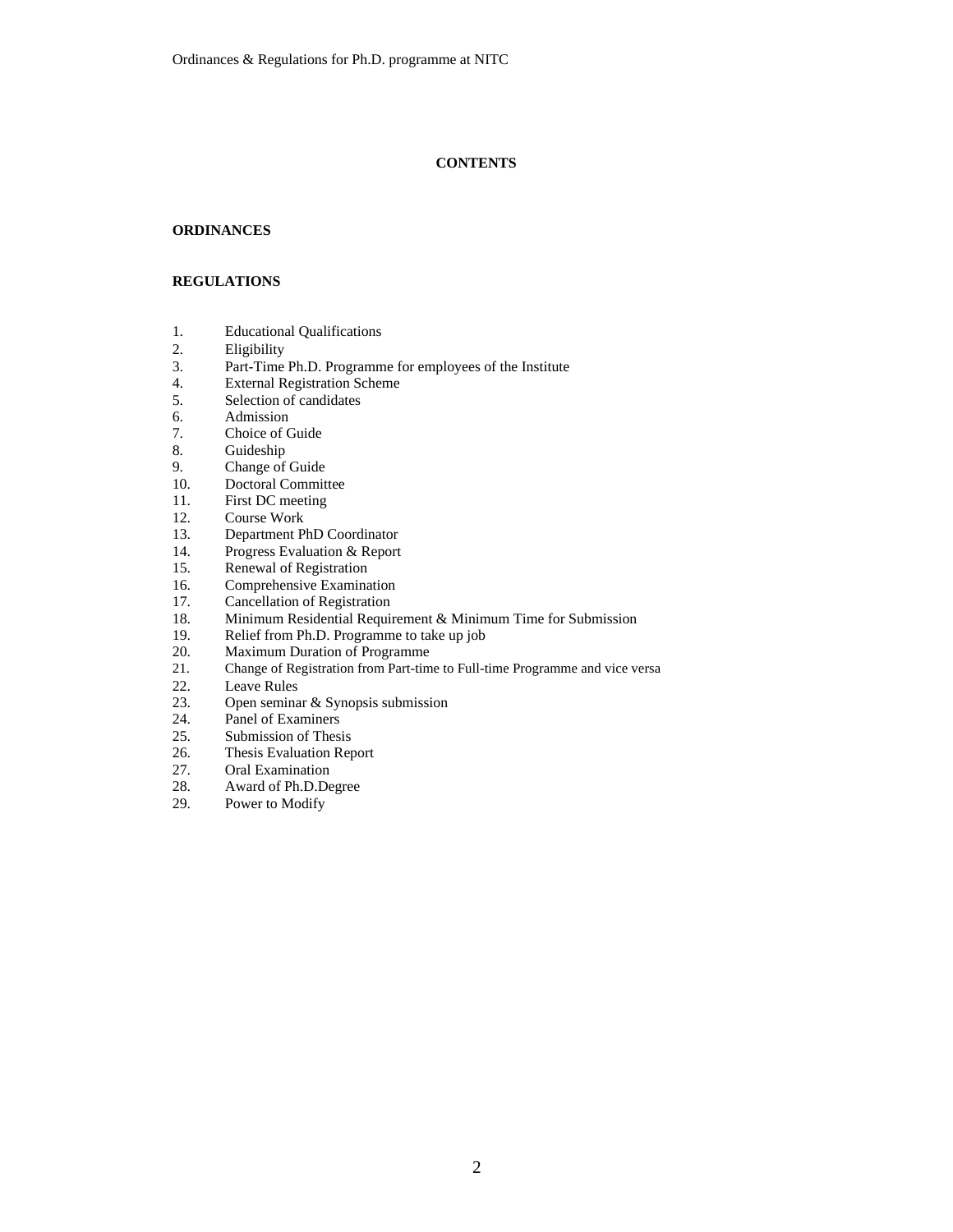# CONTENTS

## ORDINANCES

## REGULATIONS

1. Educational Qualifications
2. Eligibility
3. Part-Time Ph.D. Programme for employees of the Institute
4. External Registration Scheme
5. Selection of candidates
6. Admission
7. Choice of Guide
8. Guideship
9. Change of Guide
10. Doctoral Committee
11. First DC meeting
12. Course Work
13. Department PhD Coordinator
14. Progress Evaluation & Report
15. Renewal of Registration
16. Comprehensive Examination
17. Cancellation of Registration
18. Minimum Residential Requirement & Minimum Time for Submission
19. Relief from Ph.D. Programme to take up job
20. Maximum Duration of Programme
21. Change of Registration from Part-time to Full-time Programme and vice versa
22. Leave Rules
23. Open seminar & Synopsis submission
24. Panel of Examiners
25. Submission of Thesis
26. Thesis Evaluation Report
27. Oral Examination
28. Award of Ph.D.Degree
29. Power to Modify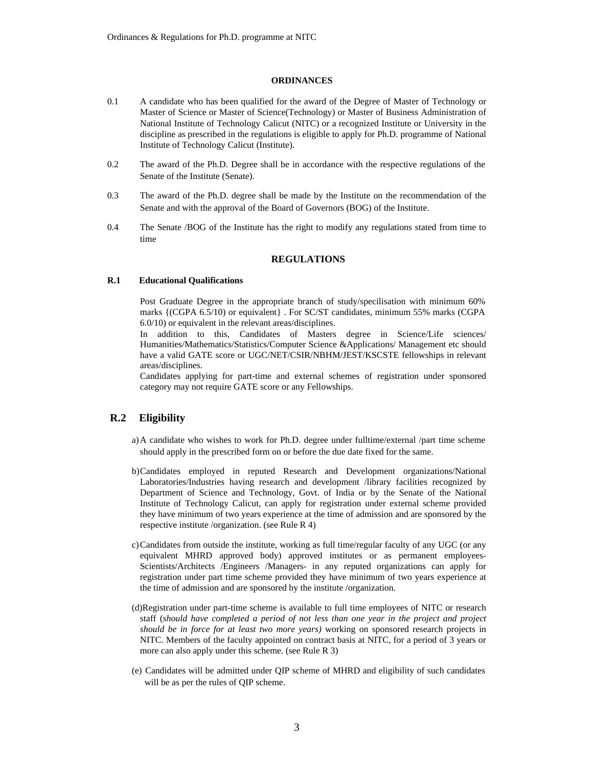## ORDINANCES

0.1 A candidate who has been qualified for the award of the Degree of Master of Technology or Master of Science or Master of Science(Technology) or Master of Business Administration of National Institute of Technology Calicut (NITC) or a recognized Institute or University in the discipline as prescribed in the regulations is eligible to apply for Ph.D. programme of National Institute of Technology Calicut (Institute).

0.2 The award of the Ph.D. Degree shall be in accordance with the respective regulations of the Senate of the Institute (Senate).

0.3 The award of the Ph.D. degree shall be made by the Institute on the recommendation of the Senate and with the approval of the Board of Governors (BOG) of the Institute.

0.4 The Senate /BOG of the Institute has the right to modify any regulations stated from time to time

## REGULATIONS

### R.1 Educational Qualifications

Post Graduate Degree in the appropriate branch of study/specilisation with minimum 60% marks {(CGPA 6.5/10) or equivalent} . For SC/ST candidates, minimum 55% marks (CGPA 6.0/10) or equivalent in the relevant areas/disciplines.

In addition to this, Candidates of Masters degree in Science/Life sciences/ Humanities/Mathematics/Statistics/Computer Science &Applications/ Management etc should have a valid GATE score or UGC/NET/CSIR/NBHM/JEST/KSCSTE fellowships in relevant areas/disciplines.

Candidates applying for part-time and external schemes of registration under sponsored category may not require GATE score or any Fellowships.

### R.2 Eligibility

a) A candidate who wishes to work for Ph.D. degree under fulltime/external /part time scheme should apply in the prescribed form on or before the due date fixed for the same.

b) Candidates employed in reputed Research and Development organizations/National Laboratories/Industries having research and development /library facilities recognized by Department of Science and Technology, Govt. of India or by the Senate of the National Institute of Technology Calicut, can apply for registration under external scheme provided they have minimum of two years experience at the time of admission and are sponsored by the respective institute /organization. (see Rule R 4)

c) Candidates from outside the institute, working as full time/regular faculty of any UGC (or any equivalent MHRD approved body) approved institutes or as permanent employees-Scientists/Architects /Engineers /Managers- in any reputed organizations can apply for registration under part time scheme provided they have minimum of two years experience at the time of admission and are sponsored by the institute /organization.

(d) Registration under part-time scheme is available to full time employees of NITC or research staff (*should have completed a period of not less than one year in the project and project should be in force for at least two more years)* working on sponsored research projects in NITC. Members of the faculty appointed on contract basis at NITC, for a period of 3 years or more can also apply under this scheme. (see Rule R 3)

(e) Candidates will be admitted under QIP scheme of MHRD and eligibility of such candidates will be as per the rules of QIP scheme.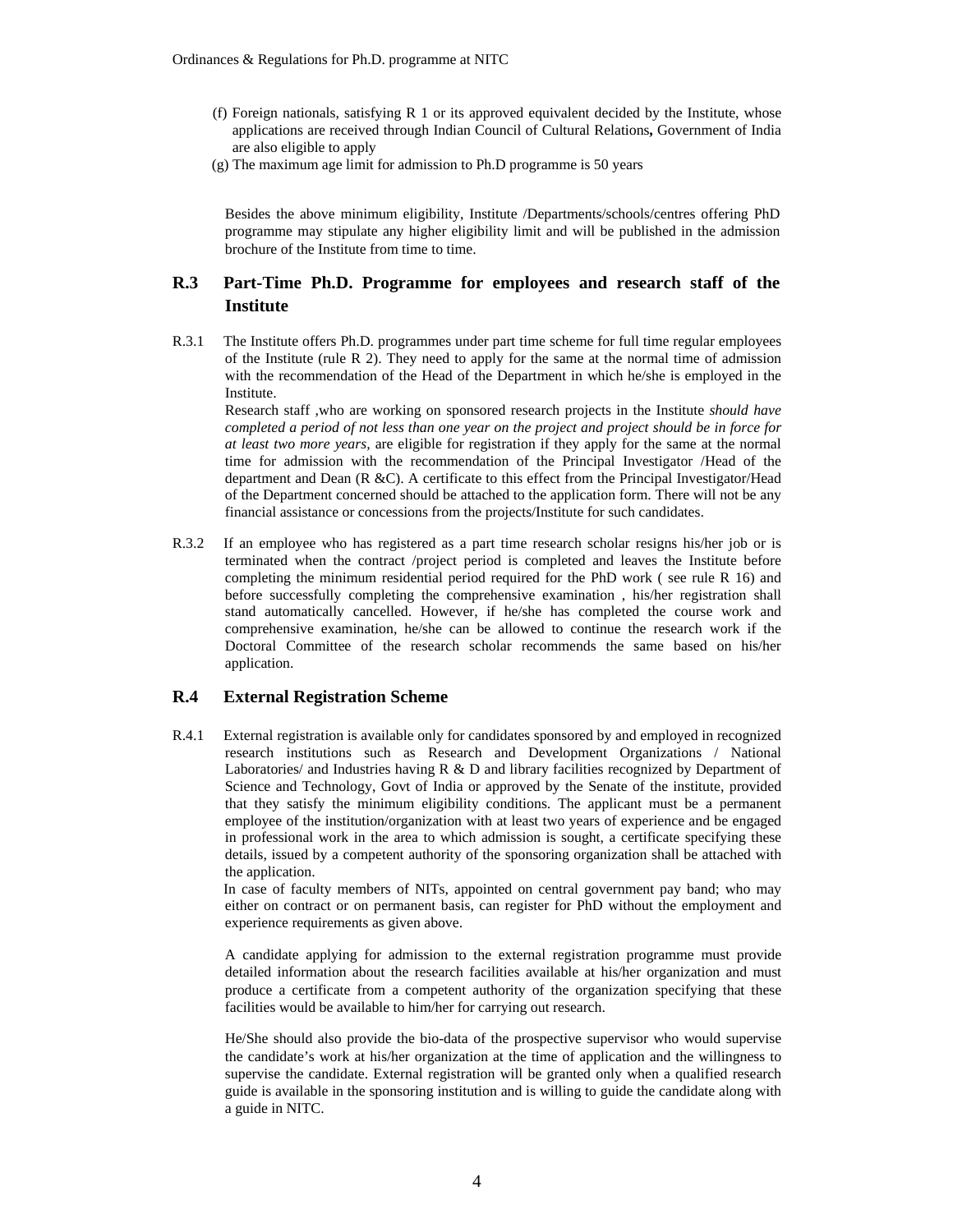(f) Foreign nationals, satisfying R 1 or its approved equivalent decided by the Institute, whose applications are received through Indian Council of Cultural Relations**,** Government of India are also eligible to apply

(g) The maximum age limit for admission to Ph.D programme is 50 years

Besides the above minimum eligibility, Institute /Departments/schools/centres offering PhD programme may stipulate any higher eligibility limit and will be published in the admission brochure of the Institute from time to time.

## R.3 Part-Time Ph.D. Programme for employees and research staff of the Institute

R.3.1 The Institute offers Ph.D. programmes under part time scheme for full time regular employees of the Institute (rule R 2). They need to apply for the same at the normal time of admission with the recommendation of the Head of the Department in which he/she is employed in the Institute.

Research staff ,who are working on sponsored research projects in the Institute *should have completed a period of not less than one year on the project and project should be in force for at least two more years*, are eligible for registration if they apply for the same at the normal time for admission with the recommendation of the Principal Investigator /Head of the department and Dean (R &C). A certificate to this effect from the Principal Investigator/Head of the Department concerned should be attached to the application form. There will not be any financial assistance or concessions from the projects/Institute for such candidates.

R.3.2 If an employee who has registered as a part time research scholar resigns his/her job or is terminated when the contract /project period is completed and leaves the Institute before completing the minimum residential period required for the PhD work ( see rule R 16) and before successfully completing the comprehensive examination , his/her registration shall stand automatically cancelled. However, if he/she has completed the course work and comprehensive examination, he/she can be allowed to continue the research work if the Doctoral Committee of the research scholar recommends the same based on his/her application.

## R.4 External Registration Scheme

R.4.1 External registration is available only for candidates sponsored by and employed in recognized research institutions such as Research and Development Organizations / National Laboratories/ and Industries having R & D and library facilities recognized by Department of Science and Technology, Govt of India or approved by the Senate of the institute, provided that they satisfy the minimum eligibility conditions. The applicant must be a permanent employee of the institution/organization with at least two years of experience and be engaged in professional work in the area to which admission is sought, a certificate specifying these details, issued by a competent authority of the sponsoring organization shall be attached with the application.

In case of faculty members of NITs, appointed on central government pay band; who may either on contract or on permanent basis, can register for PhD without the employment and experience requirements as given above.

A candidate applying for admission to the external registration programme must provide detailed information about the research facilities available at his/her organization and must produce a certificate from a competent authority of the organization specifying that these facilities would be available to him/her for carrying out research.

He/She should also provide the bio-data of the prospective supervisor who would supervise the candidate's work at his/her organization at the time of application and the willingness to supervise the candidate. External registration will be granted only when a qualified research guide is available in the sponsoring institution and is willing to guide the candidate along with a guide in NITC.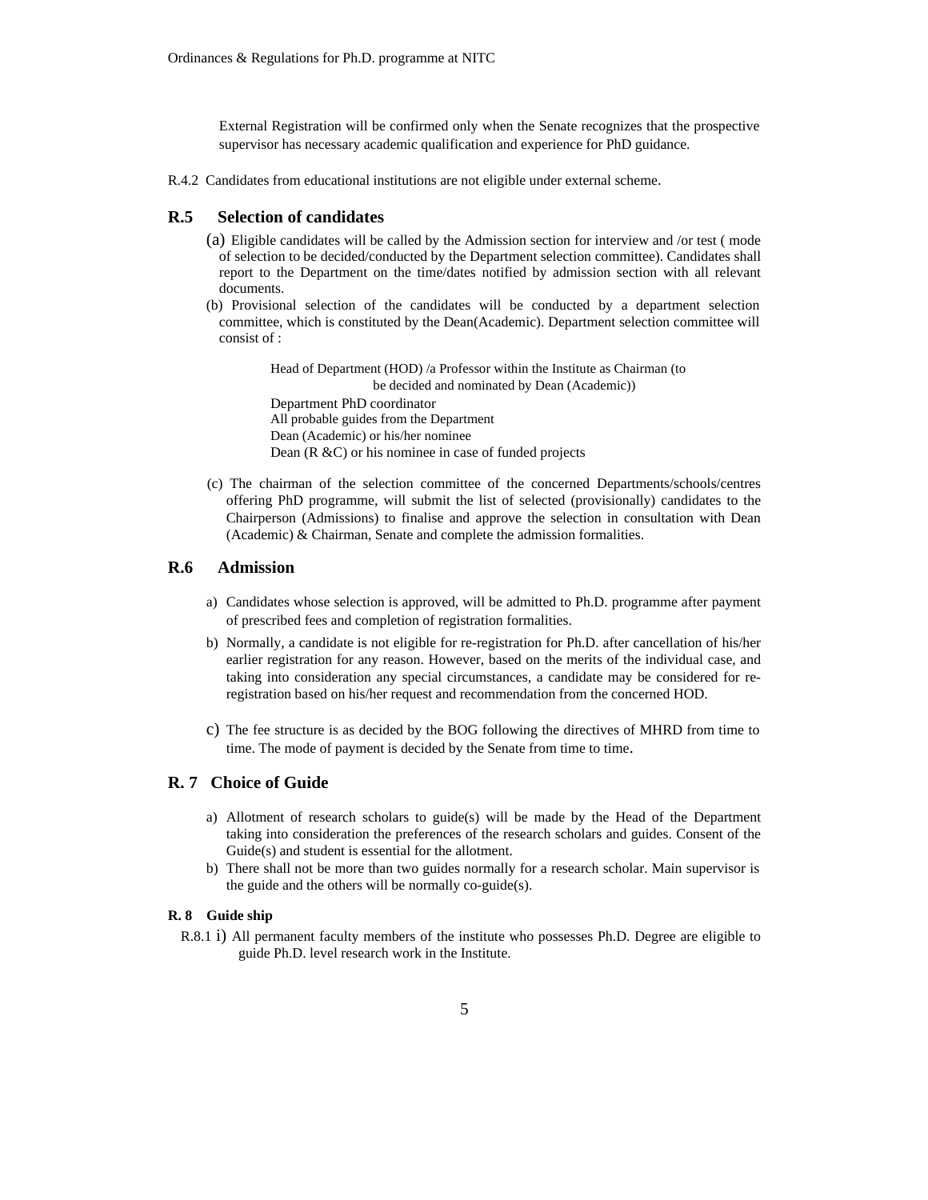External Registration will be confirmed only when the Senate recognizes that the prospective supervisor has necessary academic qualification and experience for PhD guidance.

R.4.2 Candidates from educational institutions are not eligible under external scheme.

## R.5 Selection of candidates

(a) Eligible candidates will be called by the Admission section for interview and /or test ( mode of selection to be decided/conducted by the Department selection committee). Candidates shall report to the Department on the time/dates notified by admission section with all relevant documents.

(b) Provisional selection of the candidates will be conducted by a department selection committee, which is constituted by the Dean(Academic). Department selection committee will consist of :

> Head of Department (HOD) /a Professor within the Institute as Chairman (to be decided and nominated by Dean (Academic))
> Department PhD coordinator
> All probable guides from the Department
> Dean (Academic) or his/her nominee
> Dean (R &C) or his nominee in case of funded projects

(c) The chairman of the selection committee of the concerned Departments/schools/centres offering PhD programme, will submit the list of selected (provisionally) candidates to the Chairperson (Admissions) to finalise and approve the selection in consultation with Dean (Academic) & Chairman, Senate and complete the admission formalities.

## R.6 Admission

a) Candidates whose selection is approved, will be admitted to Ph.D. programme after payment of prescribed fees and completion of registration formalities.

b) Normally, a candidate is not eligible for re-registration for Ph.D. after cancellation of his/her earlier registration for any reason. However, based on the merits of the individual case, and taking into consideration any special circumstances, a candidate may be considered for re-registration based on his/her request and recommendation from the concerned HOD.

c) The fee structure is as decided by the BOG following the directives of MHRD from time to time. The mode of payment is decided by the Senate from time to time.

## R. 7 Choice of Guide

a) Allotment of research scholars to guide(s) will be made by the Head of the Department taking into consideration the preferences of the research scholars and guides. Consent of the Guide(s) and student is essential for the allotment.

b) There shall not be more than two guides normally for a research scholar. Main supervisor is the guide and the others will be normally co-guide(s).

### R. 8 Guide ship

R.8.1 i) All permanent faculty members of the institute who possesses Ph.D. Degree are eligible to guide Ph.D. level research work in the Institute.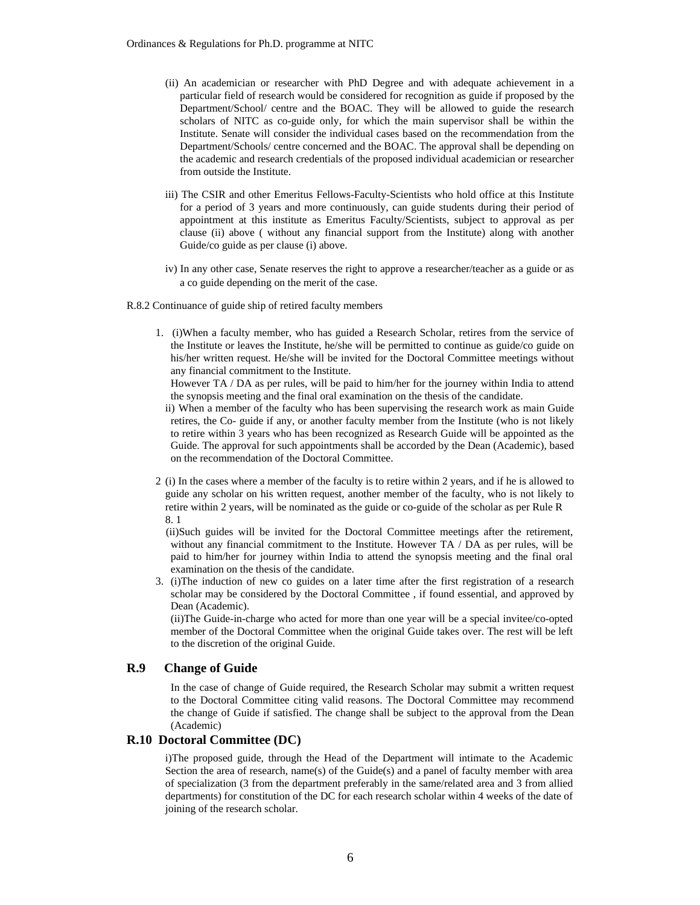(ii) An academician or researcher with PhD Degree and with adequate achievement in a particular field of research would be considered for recognition as guide if proposed by the Department/School/ centre and the BOAC. They will be allowed to guide the research scholars of NITC as co-guide only, for which the main supervisor shall be within the Institute. Senate will consider the individual cases based on the recommendation from the Department/Schools/ centre concerned and the BOAC. The approval shall be depending on the academic and research credentials of the proposed individual academician or researcher from outside the Institute.

iii) The CSIR and other Emeritus Fellows-Faculty-Scientists who hold office at this Institute for a period of 3 years and more continuously, can guide students during their period of appointment at this institute as Emeritus Faculty/Scientists, subject to approval as per clause (ii) above ( without any financial support from the Institute) along with another Guide/co guide as per clause (i) above.

iv) In any other case, Senate reserves the right to approve a researcher/teacher as a guide or as a co guide depending on the merit of the case.

R.8.2 Continuance of guide ship of retired faculty members

1. (i)When a faculty member, who has guided a Research Scholar, retires from the service of the Institute or leaves the Institute, he/she will be permitted to continue as guide/co guide on his/her written request. He/she will be invited for the Doctoral Committee meetings without any financial commitment to the Institute.
   However TA / DA as per rules, will be paid to him/her for the journey within India to attend the synopsis meeting and the final oral examination on the thesis of the candidate.
   ii) When a member of the faculty who has been supervising the research work as main Guide retires, the Co- guide if any, or another faculty member from the Institute (who is not likely to retire within 3 years who has been recognized as Research Guide will be appointed as the Guide. The approval for such appointments shall be accorded by the Dean (Academic), based on the recommendation of the Doctoral Committee.

2. (i) In the cases where a member of the faculty is to retire within 2 years, and if he is allowed to guide any scholar on his written request, another member of the faculty, who is not likely to retire within 2 years, will be nominated as the guide or co-guide of the scholar as per Rule R 8. 1
   (ii)Such guides will be invited for the Doctoral Committee meetings after the retirement, without any financial commitment to the Institute. However TA / DA as per rules, will be paid to him/her for journey within India to attend the synopsis meeting and the final oral examination on the thesis of the candidate.

3. (i)The induction of new co guides on a later time after the first registration of a research scholar may be considered by the Doctoral Committee , if found essential, and approved by Dean (Academic).
   (ii)The Guide-in-charge who acted for more than one year will be a special invitee/co-opted member of the Doctoral Committee when the original Guide takes over. The rest will be left to the discretion of the original Guide.

## R.9 Change of Guide

In the case of change of Guide required, the Research Scholar may submit a written request to the Doctoral Committee citing valid reasons. The Doctoral Committee may recommend the change of Guide if satisfied. The change shall be subject to the approval from the Dean (Academic)

## R.10 Doctoral Committee (DC)

i)The proposed guide, through the Head of the Department will intimate to the Academic Section the area of research, name(s) of the Guide(s) and a panel of faculty member with area of specialization (3 from the department preferably in the same/related area and 3 from allied departments) for constitution of the DC for each research scholar within 4 weeks of the date of joining of the research scholar.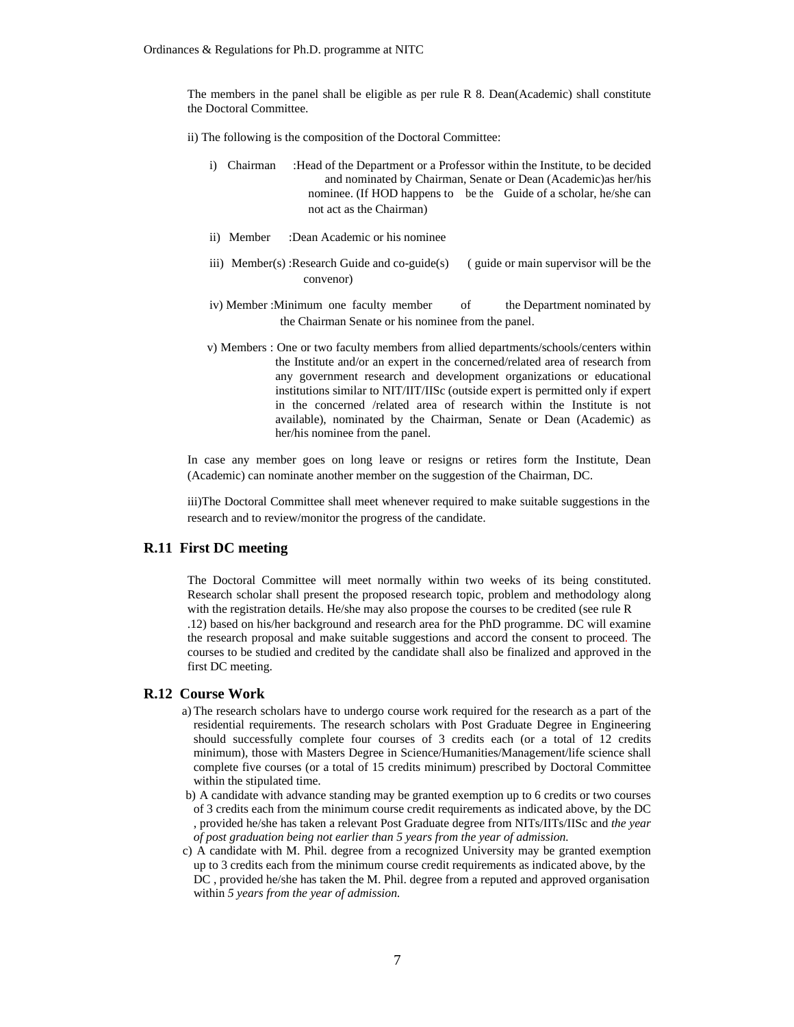The members in the panel shall be eligible as per rule R 8. Dean(Academic) shall constitute the Doctoral Committee.

ii) The following is the composition of the Doctoral Committee:

i) Chairman :Head of the Department or a Professor within the Institute, to be decided and nominated by Chairman, Senate or Dean (Academic)as her/his nominee. (If HOD happens to be the Guide of a scholar, he/she can not act as the Chairman)

ii) Member :Dean Academic or his nominee

iii) Member(s) :Research Guide and co-guide(s) ( guide or main supervisor will be the convenor)

iv) Member :Minimum one faculty member of the Department nominated by the Chairman Senate or his nominee from the panel.

v) Members : One or two faculty members from allied departments/schools/centers within the Institute and/or an expert in the concerned/related area of research from any government research and development organizations or educational institutions similar to NIT/IIT/IISc (outside expert is permitted only if expert in the concerned /related area of research within the Institute is not available), nominated by the Chairman, Senate or Dean (Academic) as her/his nominee from the panel.

In case any member goes on long leave or resigns or retires form the Institute, Dean (Academic) can nominate another member on the suggestion of the Chairman, DC.

iii)The Doctoral Committee shall meet whenever required to make suitable suggestions in the research and to review/monitor the progress of the candidate.

## R.11 First DC meeting

The Doctoral Committee will meet normally within two weeks of its being constituted. Research scholar shall present the proposed research topic, problem and methodology along with the registration details. He/she may also propose the courses to be credited (see rule R .12) based on his/her background and research area for the PhD programme. DC will examine the research proposal and make suitable suggestions and accord the consent to proceed. The courses to be studied and credited by the candidate shall also be finalized and approved in the first DC meeting.

## R.12 Course Work

a) The research scholars have to undergo course work required for the research as a part of the residential requirements. The research scholars with Post Graduate Degree in Engineering should successfully complete four courses of 3 credits each (or a total of 12 credits minimum), those with Masters Degree in Science/Humanities/Management/life science shall complete five courses (or a total of 15 credits minimum) prescribed by Doctoral Committee within the stipulated time.

b) A candidate with advance standing may be granted exemption up to 6 credits or two courses of 3 credits each from the minimum course credit requirements as indicated above, by the DC , provided he/she has taken a relevant Post Graduate degree from NITs/IITs/IISc and *the year of post graduation being not earlier than 5 years from the year of admission.*

c) A candidate with M. Phil. degree from a recognized University may be granted exemption up to 3 credits each from the minimum course credit requirements as indicated above, by the DC , provided he/she has taken the M. Phil. degree from a reputed and approved organisation within *5 years from the year of admission.*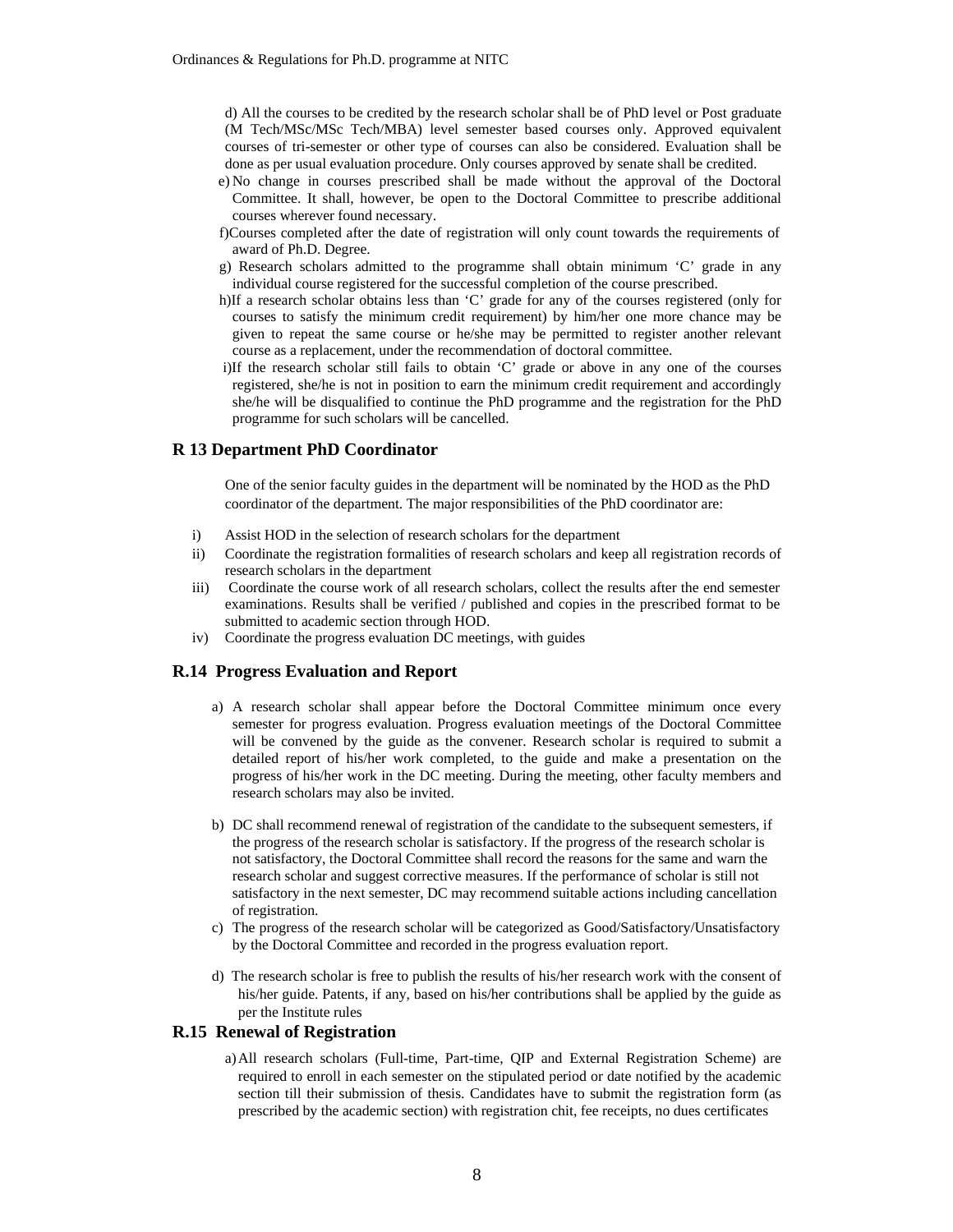d) All the courses to be credited by the research scholar shall be of PhD level or Post graduate (M Tech/MSc/MSc Tech/MBA) level semester based courses only. Approved equivalent courses of tri-semester or other type of courses can also be considered. Evaluation shall be done as per usual evaluation procedure. Only courses approved by senate shall be credited.

e) No change in courses prescribed shall be made without the approval of the Doctoral Committee. It shall, however, be open to the Doctoral Committee to prescribe additional courses wherever found necessary.

f) Courses completed after the date of registration will only count towards the requirements of award of Ph.D. Degree.

g) Research scholars admitted to the programme shall obtain minimum 'C' grade in any individual course registered for the successful completion of the course prescribed.

h) If a research scholar obtains less than 'C' grade for any of the courses registered (only for courses to satisfy the minimum credit requirement) by him/her one more chance may be given to repeat the same course or he/she may be permitted to register another relevant course as a replacement, under the recommendation of doctoral committee.

i) If the research scholar still fails to obtain 'C' grade or above in any one of the courses registered, she/he is not in position to earn the minimum credit requirement and accordingly she/he will be disqualified to continue the PhD programme and the registration for the PhD programme for such scholars will be cancelled.

## R 13 Department PhD Coordinator

One of the senior faculty guides in the department will be nominated by the HOD as the PhD coordinator of the department. The major responsibilities of the PhD coordinator are:

i) Assist HOD in the selection of research scholars for the department

ii) Coordinate the registration formalities of research scholars and keep all registration records of research scholars in the department

iii) Coordinate the course work of all research scholars, collect the results after the end semester examinations. Results shall be verified / published and copies in the prescribed format to be submitted to academic section through HOD.

iv) Coordinate the progress evaluation DC meetings, with guides

## R.14 Progress Evaluation and Report

a) A research scholar shall appear before the Doctoral Committee minimum once every semester for progress evaluation. Progress evaluation meetings of the Doctoral Committee will be convened by the guide as the convener. Research scholar is required to submit a detailed report of his/her work completed, to the guide and make a presentation on the progress of his/her work in the DC meeting. During the meeting, other faculty members and research scholars may also be invited.

b) DC shall recommend renewal of registration of the candidate to the subsequent semesters, if the progress of the research scholar is satisfactory. If the progress of the research scholar is not satisfactory, the Doctoral Committee shall record the reasons for the same and warn the research scholar and suggest corrective measures. If the performance of scholar is still not satisfactory in the next semester, DC may recommend suitable actions including cancellation of registration.

c) The progress of the research scholar will be categorized as Good/Satisfactory/Unsatisfactory by the Doctoral Committee and recorded in the progress evaluation report.

d) The research scholar is free to publish the results of his/her research work with the consent of his/her guide. Patents, if any, based on his/her contributions shall be applied by the guide as per the Institute rules

## R.15 Renewal of Registration

a) All research scholars (Full-time, Part-time, QIP and External Registration Scheme) are required to enroll in each semester on the stipulated period or date notified by the academic section till their submission of thesis. Candidates have to submit the registration form (as prescribed by the academic section) with registration chit, fee receipts, no dues certificates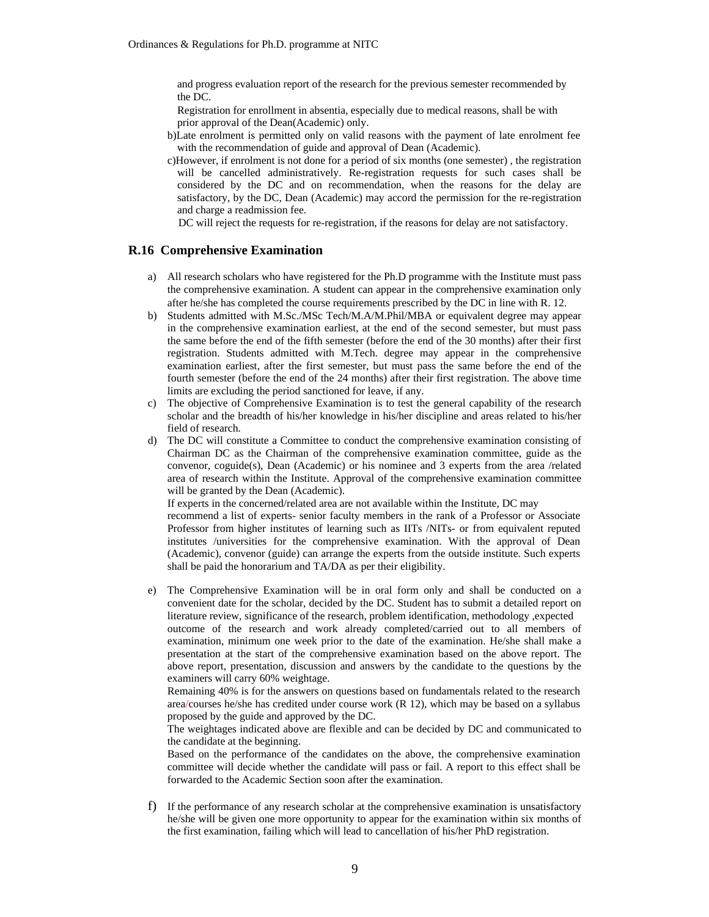and progress evaluation report of the research for the previous semester recommended by the DC.

Registration for enrollment in absentia, especially due to medical reasons, shall be with prior approval of the Dean(Academic) only.

b)Late enrolment is permitted only on valid reasons with the payment of late enrolment fee with the recommendation of guide and approval of Dean (Academic).

c)However, if enrolment is not done for a period of six months (one semester) , the registration will be cancelled administratively. Re-registration requests for such cases shall be considered by the DC and on recommendation, when the reasons for the delay are satisfactory, by the DC, Dean (Academic) may accord the permission for the re-registration and charge a readmission fee.

DC will reject the requests for re-registration, if the reasons for delay are not satisfactory.

## R.16 Comprehensive Examination

a) All research scholars who have registered for the Ph.D programme with the Institute must pass the comprehensive examination. A student can appear in the comprehensive examination only after he/she has completed the course requirements prescribed by the DC in line with R. 12.

b) Students admitted with M.Sc./MSc Tech/M.A/M.Phil/MBA or equivalent degree may appear in the comprehensive examination earliest, at the end of the second semester, but must pass the same before the end of the fifth semester (before the end of the 30 months) after their first registration. Students admitted with M.Tech. degree may appear in the comprehensive examination earliest, after the first semester, but must pass the same before the end of the fourth semester (before the end of the 24 months) after their first registration. The above time limits are excluding the period sanctioned for leave, if any.

c) The objective of Comprehensive Examination is to test the general capability of the research scholar and the breadth of his/her knowledge in his/her discipline and areas related to his/her field of research.

d) The DC will constitute a Committee to conduct the comprehensive examination consisting of Chairman DC as the Chairman of the comprehensive examination committee, guide as the convenor, coguide(s), Dean (Academic) or his nominee and 3 experts from the area /related area of research within the Institute. Approval of the comprehensive examination committee will be granted by the Dean (Academic).

If experts in the concerned/related area are not available within the Institute, DC may recommend a list of experts- senior faculty members in the rank of a Professor or Associate Professor from higher institutes of learning such as IITs /NITs- or from equivalent reputed institutes /universities for the comprehensive examination. With the approval of Dean (Academic), convenor (guide) can arrange the experts from the outside institute. Such experts shall be paid the honorarium and TA/DA as per their eligibility.

e) The Comprehensive Examination will be in oral form only and shall be conducted on a convenient date for the scholar, decided by the DC. Student has to submit a detailed report on literature review, significance of the research, problem identification, methodology ,expected outcome of the research and work already completed/carried out to all members of examination, minimum one week prior to the date of the examination. He/she shall make a presentation at the start of the comprehensive examination based on the above report. The above report, presentation, discussion and answers by the candidate to the questions by the examiners will carry 60% weightage.

Remaining 40% is for the answers on questions based on fundamentals related to the research area/courses he/she has credited under course work (R 12), which may be based on a syllabus proposed by the guide and approved by the DC.

The weightages indicated above are flexible and can be decided by DC and communicated to the candidate at the beginning.

Based on the performance of the candidates on the above, the comprehensive examination committee will decide whether the candidate will pass or fail. A report to this effect shall be forwarded to the Academic Section soon after the examination.

f) If the performance of any research scholar at the comprehensive examination is unsatisfactory he/she will be given one more opportunity to appear for the examination within six months of the first examination, failing which will lead to cancellation of his/her PhD registration.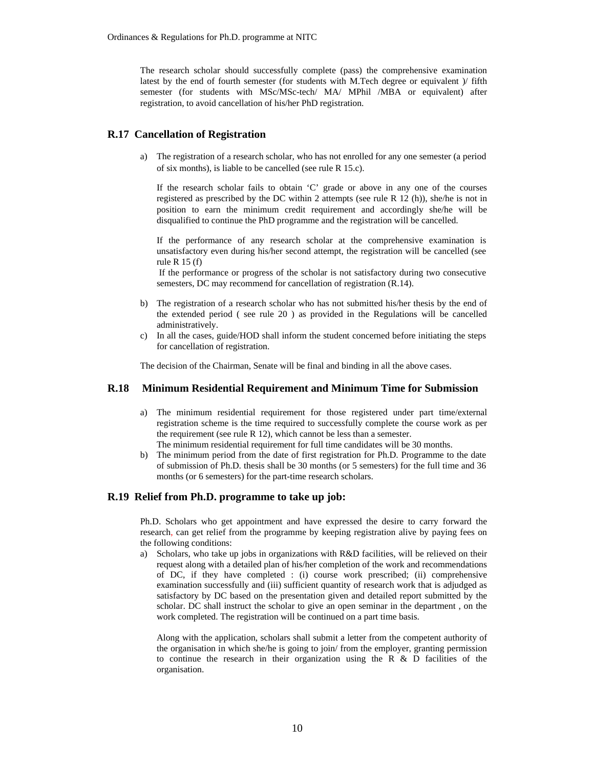The research scholar should successfully complete (pass) the comprehensive examination latest by the end of fourth semester (for students with M.Tech degree or equivalent )/ fifth semester (for students with MSc/MSc-tech/ MA/ MPhil /MBA or equivalent) after registration, to avoid cancellation of his/her PhD registration.

## R.17 Cancellation of Registration

a) The registration of a research scholar, who has not enrolled for any one semester (a period of six months), is liable to be cancelled (see rule R 15.c).

   If the research scholar fails to obtain 'C' grade or above in any one of the courses registered as prescribed by the DC within 2 attempts (see rule R 12 (h)), she/he is not in position to earn the minimum credit requirement and accordingly she/he will be disqualified to continue the PhD programme and the registration will be cancelled.

   If the performance of any research scholar at the comprehensive examination is unsatisfactory even during his/her second attempt, the registration will be cancelled (see rule R 15 (f)

   If the performance or progress of the scholar is not satisfactory during two consecutive semesters, DC may recommend for cancellation of registration (R.14).

b) The registration of a research scholar who has not submitted his/her thesis by the end of the extended period ( see rule 20 ) as provided in the Regulations will be cancelled administratively.

c) In all the cases, guide/HOD shall inform the student concerned before initiating the steps for cancellation of registration.

The decision of the Chairman, Senate will be final and binding in all the above cases.

## R.18 Minimum Residential Requirement and Minimum Time for Submission

a) The minimum residential requirement for those registered under part time/external registration scheme is the time required to successfully complete the course work as per the requirement (see rule R 12), which cannot be less than a semester.
   The minimum residential requirement for full time candidates will be 30 months.

b) The minimum period from the date of first registration for Ph.D. Programme to the date of submission of Ph.D. thesis shall be 30 months (or 5 semesters) for the full time and 36 months (or 6 semesters) for the part-time research scholars.

## R.19 Relief from Ph.D. programme to take up job:

Ph.D. Scholars who get appointment and have expressed the desire to carry forward the research, can get relief from the programme by keeping registration alive by paying fees on the following conditions:

a) Scholars, who take up jobs in organizations with R&D facilities, will be relieved on their request along with a detailed plan of his/her completion of the work and recommendations of DC, if they have completed : (i) course work prescribed; (ii) comprehensive examination successfully and (iii) sufficient quantity of research work that is adjudged as satisfactory by DC based on the presentation given and detailed report submitted by the scholar. DC shall instruct the scholar to give an open seminar in the department , on the work completed. The registration will be continued on a part time basis.

   Along with the application, scholars shall submit a letter from the competent authority of the organisation in which she/he is going to join/ from the employer, granting permission to continue the research in their organization using the R & D facilities of the organisation.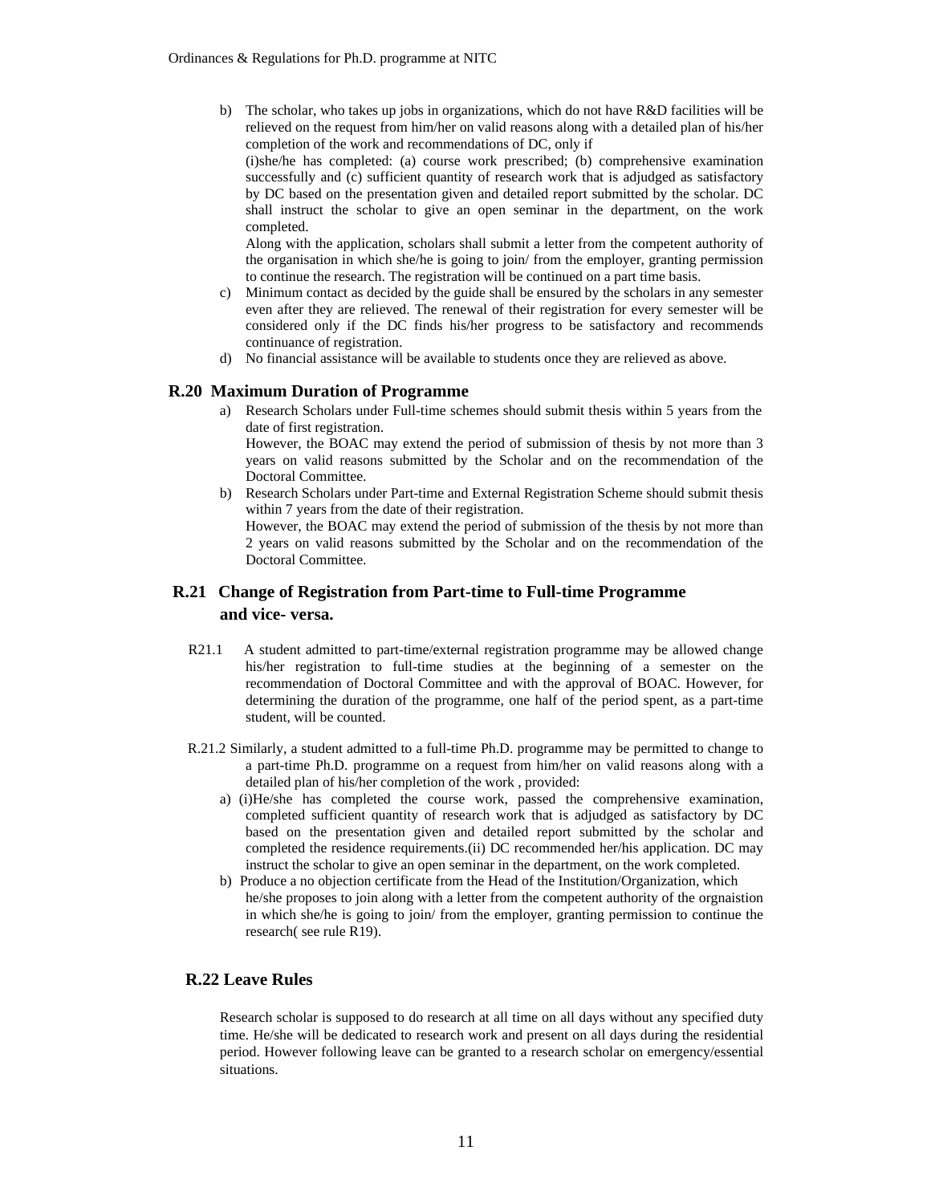b) The scholar, who takes up jobs in organizations, which do not have R&D facilities will be relieved on the request from him/her on valid reasons along with a detailed plan of his/her completion of the work and recommendations of DC, only if

   (i)she/he has completed: (a) course work prescribed; (b) comprehensive examination successfully and (c) sufficient quantity of research work that is adjudged as satisfactory by DC based on the presentation given and detailed report submitted by the scholar. DC shall instruct the scholar to give an open seminar in the department, on the work completed.

   Along with the application, scholars shall submit a letter from the competent authority of the organisation in which she/he is going to join/ from the employer, granting permission to continue the research. The registration will be continued on a part time basis.

c) Minimum contact as decided by the guide shall be ensured by the scholars in any semester even after they are relieved. The renewal of their registration for every semester will be considered only if the DC finds his/her progress to be satisfactory and recommends continuance of registration.

d) No financial assistance will be available to students once they are relieved as above.

## R.20 Maximum Duration of Programme

a) Research Scholars under Full-time schemes should submit thesis within 5 years from the date of first registration.

   However, the BOAC may extend the period of submission of thesis by not more than 3 years on valid reasons submitted by the Scholar and on the recommendation of the Doctoral Committee.

b) Research Scholars under Part-time and External Registration Scheme should submit thesis within 7 years from the date of their registration.

   However, the BOAC may extend the period of submission of the thesis by not more than 2 years on valid reasons submitted by the Scholar and on the recommendation of the Doctoral Committee.

## R.21 Change of Registration from Part-time to Full-time Programme and vice- versa.

R21.1 A student admitted to part-time/external registration programme may be allowed change his/her registration to full-time studies at the beginning of a semester on the recommendation of Doctoral Committee and with the approval of BOAC. However, for determining the duration of the programme, one half of the period spent, as a part-time student, will be counted.

R.21.2 Similarly, a student admitted to a full-time Ph.D. programme may be permitted to change to a part-time Ph.D. programme on a request from him/her on valid reasons along with a detailed plan of his/her completion of the work , provided:

a) (i)He/she has completed the course work, passed the comprehensive examination, completed sufficient quantity of research work that is adjudged as satisfactory by DC based on the presentation given and detailed report submitted by the scholar and completed the residence requirements.(ii) DC recommended her/his application. DC may instruct the scholar to give an open seminar in the department, on the work completed.

b) Produce a no objection certificate from the Head of the Institution/Organization, which he/she proposes to join along with a letter from the competent authority of the orgnaistion in which she/he is going to join/ from the employer, granting permission to continue the research( see rule R19).

## R.22 Leave Rules

Research scholar is supposed to do research at all time on all days without any specified duty time. He/she will be dedicated to research work and present on all days during the residential period. However following leave can be granted to a research scholar on emergency/essential situations.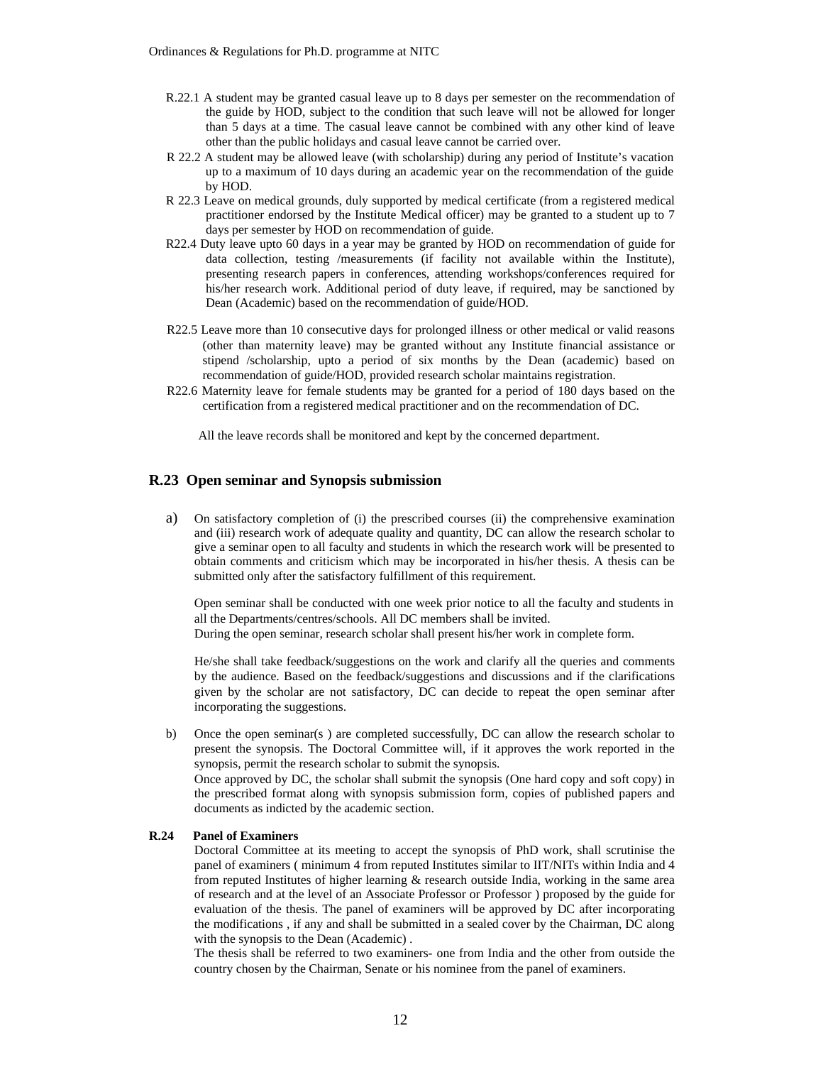R.22.1 A student may be granted casual leave up to 8 days per semester on the recommendation of the guide by HOD, subject to the condition that such leave will not be allowed for longer than 5 days at a time. The casual leave cannot be combined with any other kind of leave other than the public holidays and casual leave cannot be carried over.

R 22.2 A student may be allowed leave (with scholarship) during any period of Institute's vacation up to a maximum of 10 days during an academic year on the recommendation of the guide by HOD.

R 22.3 Leave on medical grounds, duly supported by medical certificate (from a registered medical practitioner endorsed by the Institute Medical officer) may be granted to a student up to 7 days per semester by HOD on recommendation of guide.

R22.4 Duty leave upto 60 days in a year may be granted by HOD on recommendation of guide for data collection, testing /measurements (if facility not available within the Institute), presenting research papers in conferences, attending workshops/conferences required for his/her research work. Additional period of duty leave, if required, may be sanctioned by Dean (Academic) based on the recommendation of guide/HOD.

R22.5 Leave more than 10 consecutive days for prolonged illness or other medical or valid reasons (other than maternity leave) may be granted without any Institute financial assistance or stipend /scholarship, upto a period of six months by the Dean (academic) based on recommendation of guide/HOD, provided research scholar maintains registration.

R22.6 Maternity leave for female students may be granted for a period of 180 days based on the certification from a registered medical practitioner and on the recommendation of DC.

All the leave records shall be monitored and kept by the concerned department.

## R.23 Open seminar and Synopsis submission

a) On satisfactory completion of (i) the prescribed courses (ii) the comprehensive examination and (iii) research work of adequate quality and quantity, DC can allow the research scholar to give a seminar open to all faculty and students in which the research work will be presented to obtain comments and criticism which may be incorporated in his/her thesis. A thesis can be submitted only after the satisfactory fulfillment of this requirement.

Open seminar shall be conducted with one week prior notice to all the faculty and students in all the Departments/centres/schools. All DC members shall be invited.
During the open seminar, research scholar shall present his/her work in complete form.

He/she shall take feedback/suggestions on the work and clarify all the queries and comments by the audience. Based on the feedback/suggestions and discussions and if the clarifications given by the scholar are not satisfactory, DC can decide to repeat the open seminar after incorporating the suggestions.

b) Once the open seminar(s ) are completed successfully, DC can allow the research scholar to present the synopsis. The Doctoral Committee will, if it approves the work reported in the synopsis, permit the research scholar to submit the synopsis.
Once approved by DC, the scholar shall submit the synopsis (One hard copy and soft copy) in the prescribed format along with synopsis submission form, copies of published papers and documents as indicted by the academic section.

**R.24 Panel of Examiners**

Doctoral Committee at its meeting to accept the synopsis of PhD work, shall scrutinise the panel of examiners ( minimum 4 from reputed Institutes similar to IIT/NITs within India and 4 from reputed Institutes of higher learning & research outside India, working in the same area of research and at the level of an Associate Professor or Professor ) proposed by the guide for evaluation of the thesis. The panel of examiners will be approved by DC after incorporating the modifications , if any and shall be submitted in a sealed cover by the Chairman, DC along with the synopsis to the Dean (Academic) .

The thesis shall be referred to two examiners- one from India and the other from outside the country chosen by the Chairman, Senate or his nominee from the panel of examiners.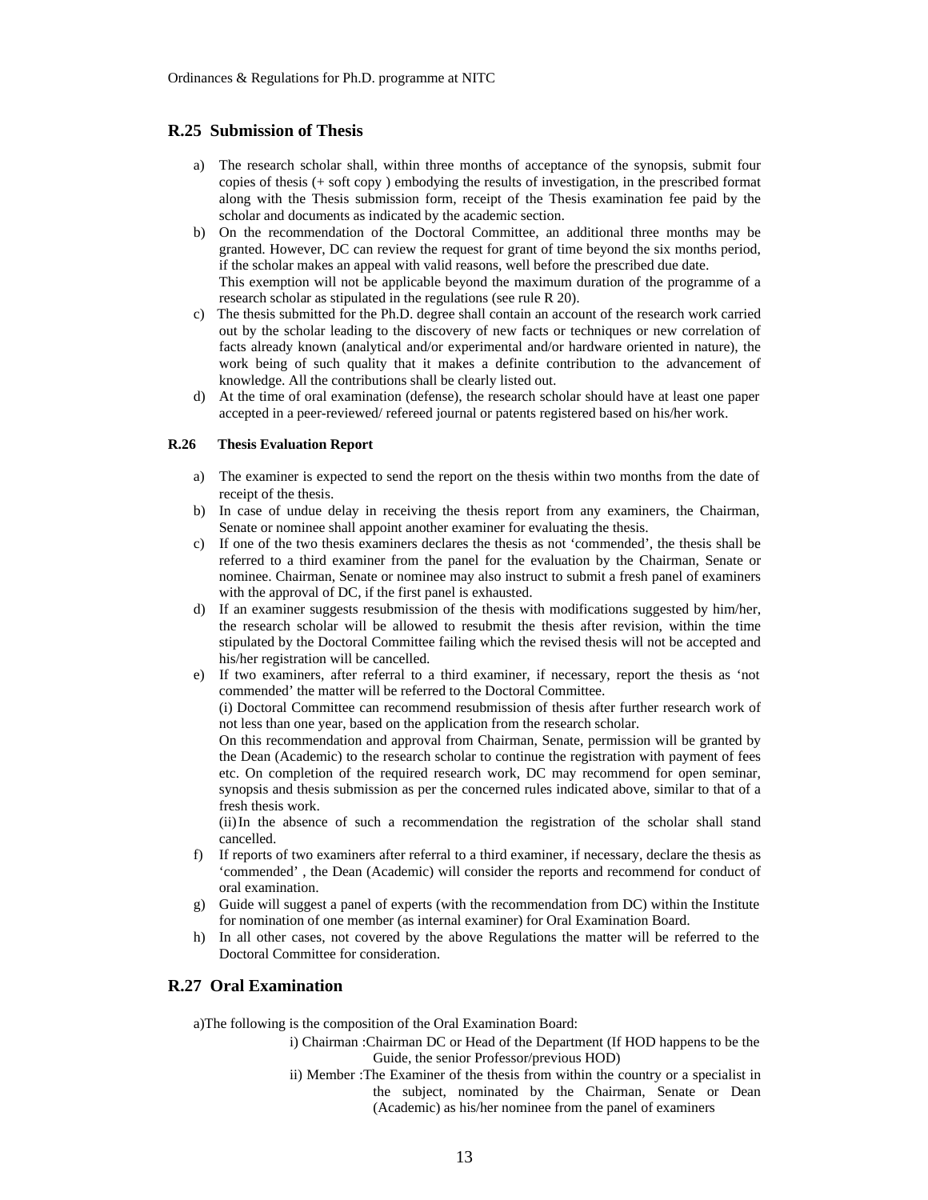## R.25 Submission of Thesis

a) The research scholar shall, within three months of acceptance of the synopsis, submit four copies of thesis (+ soft copy ) embodying the results of investigation, in the prescribed format along with the Thesis submission form, receipt of the Thesis examination fee paid by the scholar and documents as indicated by the academic section.

b) On the recommendation of the Doctoral Committee, an additional three months may be granted. However, DC can review the request for grant of time beyond the six months period, if the scholar makes an appeal with valid reasons, well before the prescribed due date.
This exemption will not be applicable beyond the maximum duration of the programme of a research scholar as stipulated in the regulations (see rule R 20).

c) The thesis submitted for the Ph.D. degree shall contain an account of the research work carried out by the scholar leading to the discovery of new facts or techniques or new correlation of facts already known (analytical and/or experimental and/or hardware oriented in nature), the work being of such quality that it makes a definite contribution to the advancement of knowledge. All the contributions shall be clearly listed out.

d) At the time of oral examination (defense), the research scholar should have at least one paper accepted in a peer-reviewed/ refereed journal or patents registered based on his/her work.

### R.26 Thesis Evaluation Report

a) The examiner is expected to send the report on the thesis within two months from the date of receipt of the thesis.

b) In case of undue delay in receiving the thesis report from any examiners, the Chairman, Senate or nominee shall appoint another examiner for evaluating the thesis.

c) If one of the two thesis examiners declares the thesis as not 'commended', the thesis shall be referred to a third examiner from the panel for the evaluation by the Chairman, Senate or nominee. Chairman, Senate or nominee may also instruct to submit a fresh panel of examiners with the approval of DC, if the first panel is exhausted.

d) If an examiner suggests resubmission of the thesis with modifications suggested by him/her, the research scholar will be allowed to resubmit the thesis after revision, within the time stipulated by the Doctoral Committee failing which the revised thesis will not be accepted and his/her registration will be cancelled.

e) If two examiners, after referral to a third examiner, if necessary, report the thesis as 'not commended' the matter will be referred to the Doctoral Committee.
(i) Doctoral Committee can recommend resubmission of thesis after further research work of not less than one year, based on the application from the research scholar.
On this recommendation and approval from Chairman, Senate, permission will be granted by the Dean (Academic) to the research scholar to continue the registration with payment of fees etc. On completion of the required research work, DC may recommend for open seminar, synopsis and thesis submission as per the concerned rules indicated above, similar to that of a fresh thesis work.
(ii) In the absence of such a recommendation the registration of the scholar shall stand cancelled.

f) If reports of two examiners after referral to a third examiner, if necessary, declare the thesis as 'commended' , the Dean (Academic) will consider the reports and recommend for conduct of oral examination.

g) Guide will suggest a panel of experts (with the recommendation from DC) within the Institute for nomination of one member (as internal examiner) for Oral Examination Board.

h) In all other cases, not covered by the above Regulations the matter will be referred to the Doctoral Committee for consideration.

## R.27 Oral Examination

a) The following is the composition of the Oral Examination Board:

i) Chairman :Chairman DC or Head of the Department (If HOD happens to be the Guide, the senior Professor/previous HOD)

ii) Member :The Examiner of the thesis from within the country or a specialist in the subject, nominated by the Chairman, Senate or Dean (Academic) as his/her nominee from the panel of examiners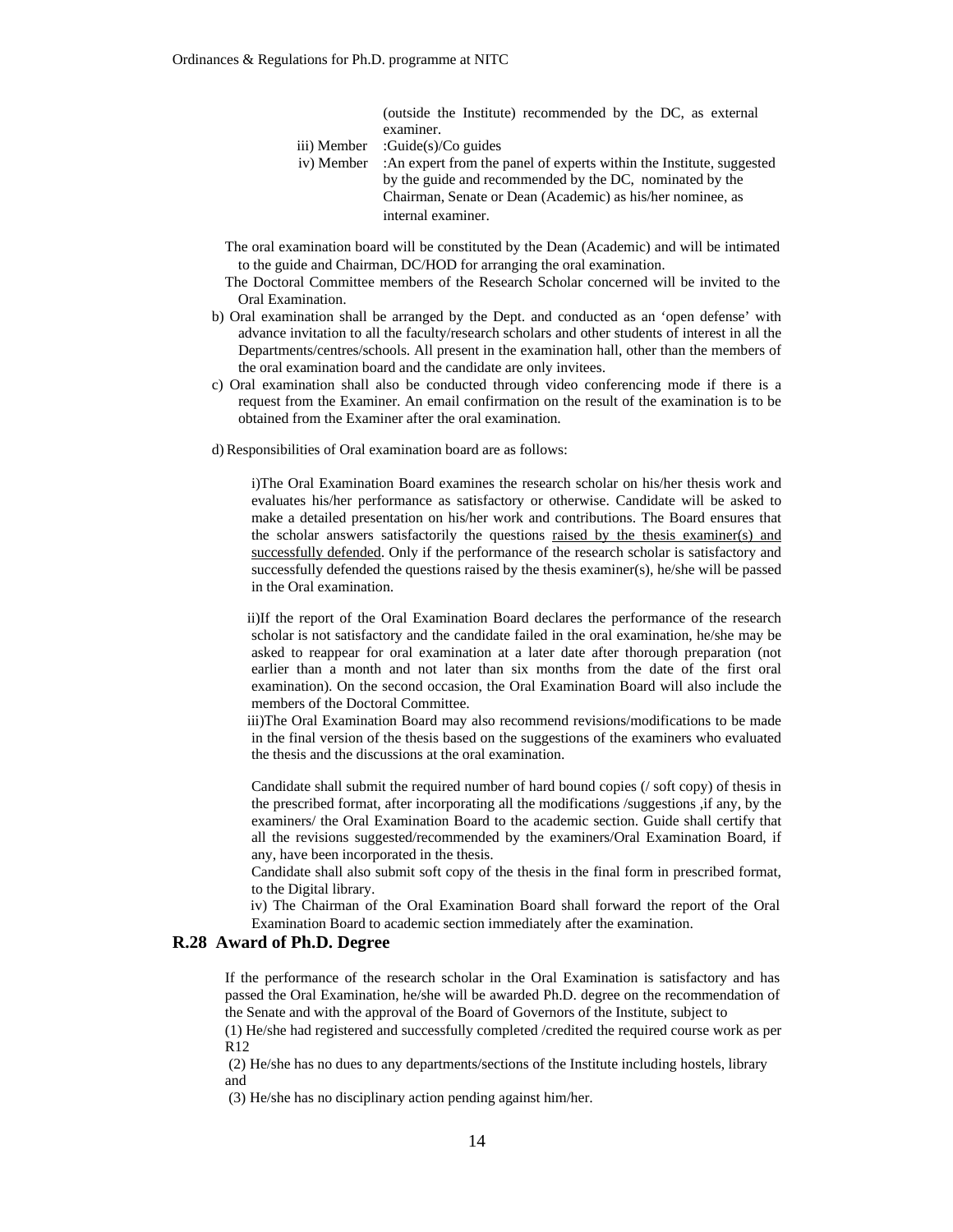(outside the Institute) recommended by the DC, as external examiner.

iii) Member :Guide(s)/Co guides

iv) Member :An expert from the panel of experts within the Institute, suggested by the guide and recommended by the DC, nominated by the Chairman, Senate or Dean (Academic) as his/her nominee, as internal examiner.

The oral examination board will be constituted by the Dean (Academic) and will be intimated to the guide and Chairman, DC/HOD for arranging the oral examination.

The Doctoral Committee members of the Research Scholar concerned will be invited to the Oral Examination.

b) Oral examination shall be arranged by the Dept. and conducted as an 'open defense' with advance invitation to all the faculty/research scholars and other students of interest in all the Departments/centres/schools. All present in the examination hall, other than the members of the oral examination board and the candidate are only invitees.

c) Oral examination shall also be conducted through video conferencing mode if there is a request from the Examiner. An email confirmation on the result of the examination is to be obtained from the Examiner after the oral examination.

d) Responsibilities of Oral examination board are as follows:

i)The Oral Examination Board examines the research scholar on his/her thesis work and evaluates his/her performance as satisfactory or otherwise. Candidate will be asked to make a detailed presentation on his/her work and contributions. The Board ensures that the scholar answers satisfactorily the questions <u>raised by the thesis examiner(s) and successfully defended</u>. Only if the performance of the research scholar is satisfactory and successfully defended the questions raised by the thesis examiner(s), he/she will be passed in the Oral examination.

ii)If the report of the Oral Examination Board declares the performance of the research scholar is not satisfactory and the candidate failed in the oral examination, he/she may be asked to reappear for oral examination at a later date after thorough preparation (not earlier than a month and not later than six months from the date of the first oral examination). On the second occasion, the Oral Examination Board will also include the members of the Doctoral Committee.

iii)The Oral Examination Board may also recommend revisions/modifications to be made in the final version of the thesis based on the suggestions of the examiners who evaluated the thesis and the discussions at the oral examination.

Candidate shall submit the required number of hard bound copies (/ soft copy) of thesis in the prescribed format, after incorporating all the modifications /suggestions ,if any, by the examiners/ the Oral Examination Board to the academic section. Guide shall certify that all the revisions suggested/recommended by the examiners/Oral Examination Board, if any, have been incorporated in the thesis.

Candidate shall also submit soft copy of the thesis in the final form in prescribed format, to the Digital library.

iv) The Chairman of the Oral Examination Board shall forward the report of the Oral Examination Board to academic section immediately after the examination.

## R.28 Award of Ph.D. Degree

If the performance of the research scholar in the Oral Examination is satisfactory and has passed the Oral Examination, he/she will be awarded Ph.D. degree on the recommendation of the Senate and with the approval of the Board of Governors of the Institute, subject to

(1) He/she had registered and successfully completed /credited the required course work as per R12

(2) He/she has no dues to any departments/sections of the Institute including hostels, library and

(3) He/she has no disciplinary action pending against him/her.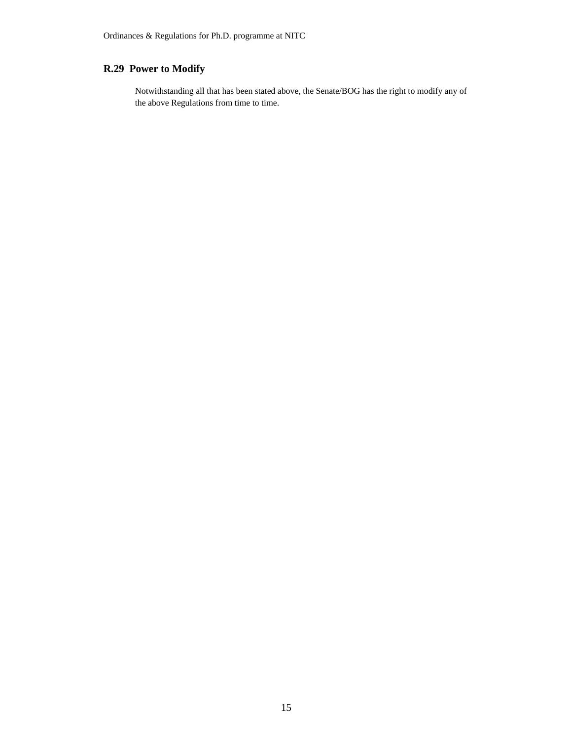## R.29 Power to Modify

Notwithstanding all that has been stated above, the Senate/BOG has the right to modify any of the above Regulations from time to time.